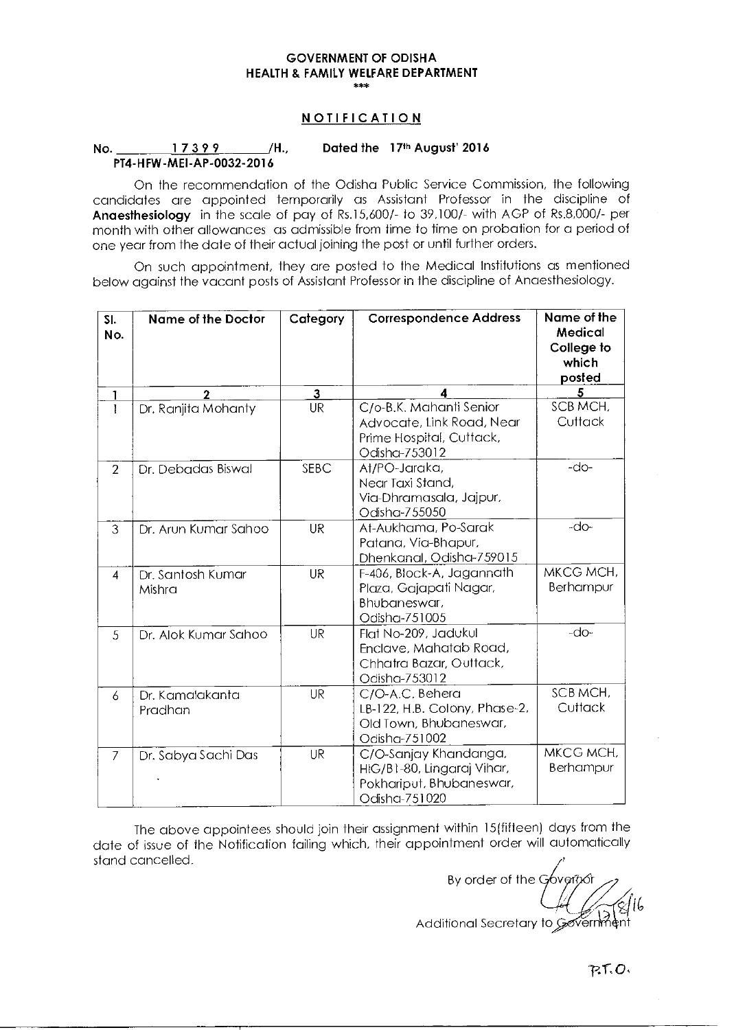**GOVERNMENT OF ODISHA**
**HEALTH & FAMILY WELFARE DEPARTMENT**

\*\*\*

## NOTIFICATION

No. 17399 /H., Dated the 17th August' 2016
PT4-HFW-MEI-AP-0032-2016

On the recommendation of the Odisha Public Service Commission, the following candidates are appointed temporarily as Assistant Professor in the discipline of **Anaesthesiology** in the scale of pay of Rs.15,600/- to 39,100/- with AGP of Rs.8,000/- per month with other allowances as admissible from time to time on probation for a period of one year from the date of their actual joining the post or until further orders.

On such appointment, they are posted to the Medical Institutions as mentioned below against the vacant posts of Assistant Professor in the discipline of Anaesthesiology.

| Sl. No. | Name of the Doctor | Category | Correspondence Address | Name of the Medical College to which posted |
|---|---|---|---|---|
| 1 | 2 | 3 | 4 | 5 |
| 1 | Dr. Ranjita Mohanty | UR | C/o-B.K. Mahanti Senior Advocate, Link Road, Near Prime Hospital, Cuttack, Odisha-753012 | SCB MCH, Cuttack |
| 2 | Dr. Debadas Biswal | SEBC | At/PO-Jaraka, Near Taxi Stand, Via-Dhramasala, Jajpur, Odisha-755050 | -do- |
| 3 | Dr. Arun Kumar Sahoo | UR | At-Aukhama, Po-Sarak Patana, Via-Bhapur, Dhenkanal, Odisha-759015 | -do- |
| 4 | Dr. Santosh Kumar Mishra | UR | F-406, Block-A, Jagannath Plaza, Gajapati Nagar, Bhubaneswar, Odisha-751005 | MKCG MCH, Berhampur |
| 5 | Dr. Alok Kumar Sahoo | UR | Flat No-209, Jadukul Enclave, Mahatab Road, Chhatra Bazar, Cuttack, Odisha-753012 | -do- |
| 6 | Dr. Kamalakanta Pradhan | UR | C/O-A.C. Behera LB-122, H.B. Colony, Phase-2, Old Town, Bhubaneswar, Odisha-751002 | SCB MCH, Cuttack |
| 7 | Dr. Sabya Sachi Das | UR | C/O-Sanjay Khandanga, HIG/B1-80, Lingaraj Vihar, Pokhariput, Bhubaneswar, Odisha-751020 | MKCG MCH, Berhampur |

The above appointees should join their assignment within 15(fifteen) days from the date of issue of the Notification failing which, their appointment order will automatically stand cancelled.

By order of the Governor

Additional Secretary to Government

P.T.O.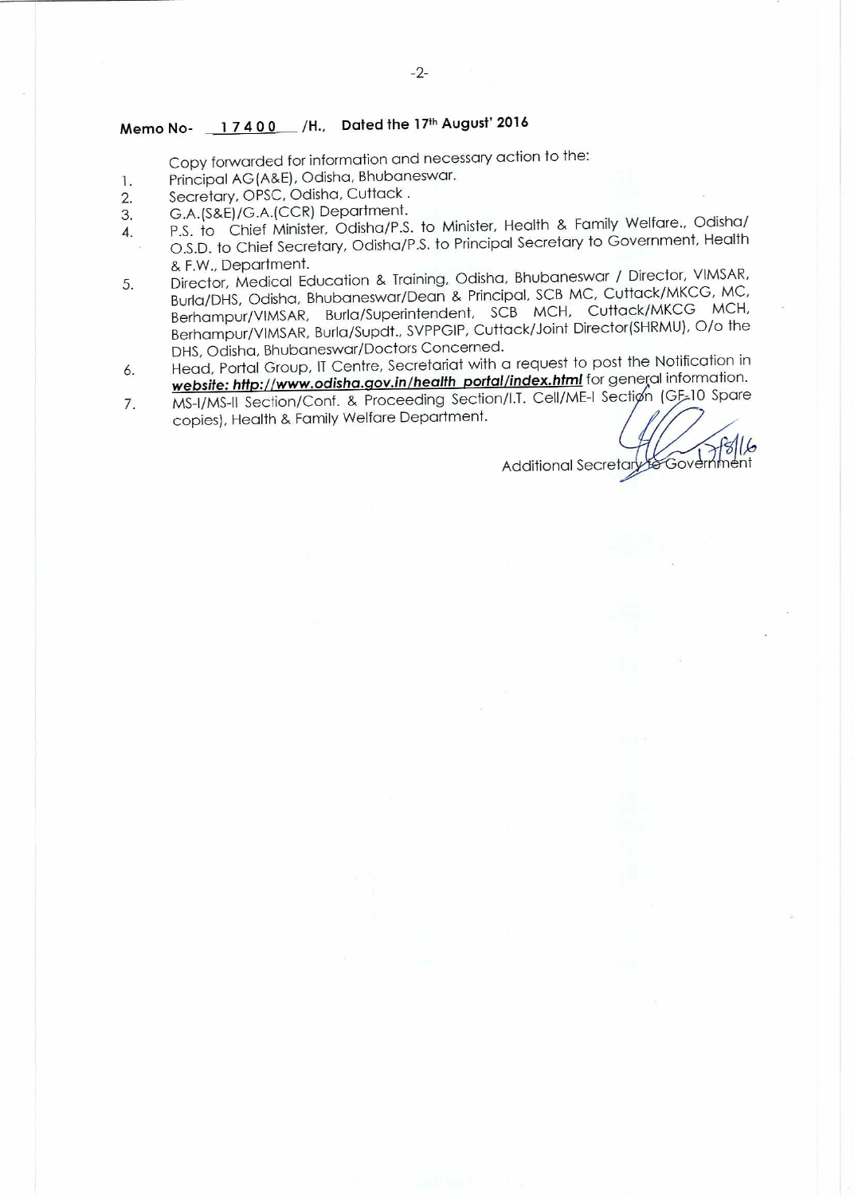**Memo No- 17400 /H., Dated the 17th August' 2016**

Copy forwarded for information and necessary action to the:

1. Principal AG(A&E), Odisha, Bhubaneswar.
2. Secretary, OPSC, Odisha, Cuttack .
3. G.A.(S&E)/G.A.(CCR) Department.
4. P.S. to Chief Minister, Odisha/P.S. to Minister, Health & Family Welfare., Odisha/ O.S.D. to Chief Secretary, Odisha/P.S. to Principal Secretary to Government, Health & F.W., Department.
5. Director, Medical Education & Training, Odisha, Bhubaneswar / Director, VIMSAR, Burla/DHS, Odisha, Bhubaneswar/Dean & Principal, SCB MC, Cuttack/MKCG, MC, Berhampur/VIMSAR, Burla/Superintendent, SCB MCH, Cuttack/MKCG MCH, Berhampur/VIMSAR, Burla/Supdt., SVPPGIP, Cuttack/Joint Director(SHRMU), O/o the DHS, Odisha, Bhubaneswar/Doctors Concerned.
6. Head, Portal Group, IT Centre, Secretariat with a request to post the Notification in ***website: http://www.odisha.gov.in/health_portal/index.html*** for general information.
7. MS-I/MS-II Section/Conf. & Proceeding Section/I.T. Cell/ME-I Section (GF-10 Spare copies), Health & Family Welfare Department.

17/8/16

Additional Secretary to Government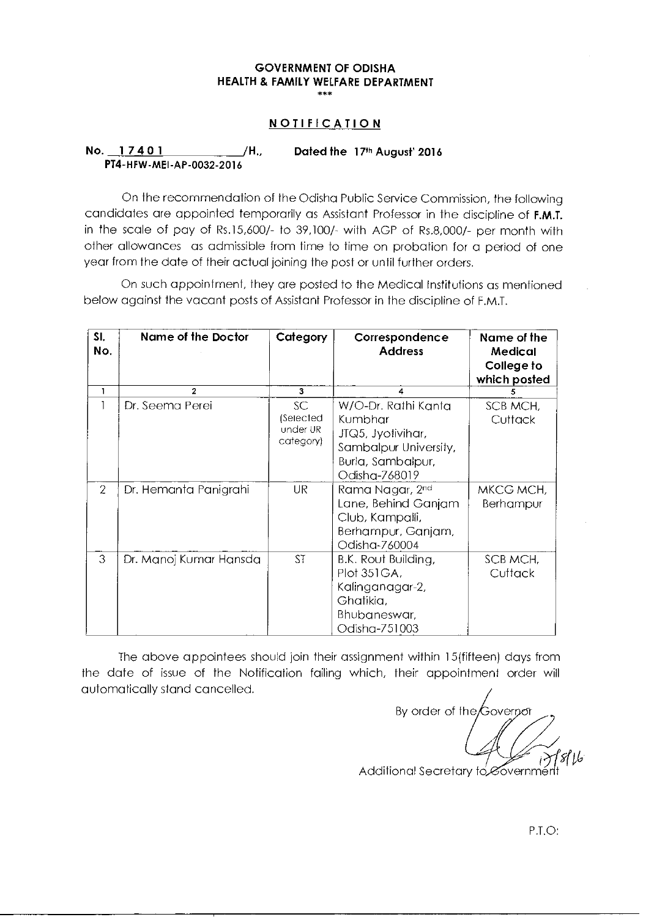**GOVERNMENT OF ODISHA**
**HEALTH & FAMILY WELFARE DEPARTMENT**

\*\*\*

## NOTIFICATION

**No. 17401 /H., Dated the 17th August' 2016**
**PT4-HFW-MEI-AP-0032-2016**

On the recommendation of the Odisha Public Service Commission, the following candidates are appointed temporarily as Assistant Professor in the discipline of **F.M.T.** in the scale of pay of Rs.15,600/- to 39,100/- with AGP of Rs.8,000/- per month with other allowances as admissible from time to time on probation for a period of one year from the date of their actual joining the post or until further orders.

On such appointment, they are posted to the Medical Institutions as mentioned below against the vacant posts of Assistant Professor in the discipline of F.M.T.

| Sl. No. | Name of the Doctor | Category | Correspondence Address | Name of the Medical College to which posted |
|---|---|---|---|---|
| 1 | 2 | 3 | 4 | 5 |
| 1 | Dr. Seema Perei | SC (Selected under UR category) | W/O-Dr. Rathi Kanta Kumbhar JTQ5, Jyotivihar, Sambalpur University, Burla, Sambalpur, Odisha-768019 | SCB MCH, Cuttack |
| 2 | Dr. Hemanta Panigrahi | UR | Rama Nagar, 2nd Lane, Behind Ganjam Club, Kampaili, Berhampur, Ganjam, Odisha-760004 | MKCG MCH, Berhampur |
| 3 | Dr. Manoj Kumar Hansda | ST | B.K. Rout Building, Plot 351GA, Kalinganagar-2, Ghatikia, Bhubaneswar, Odisha-751003 | SCB MCH, Cuttack |

The above appointees should join their assignment within 15(fifteen) days from the date of issue of the Notification failing which, their appointment order will automatically stand cancelled.

By order of the Governor

17/8/16

Additional Secretary to Government

P.T.O: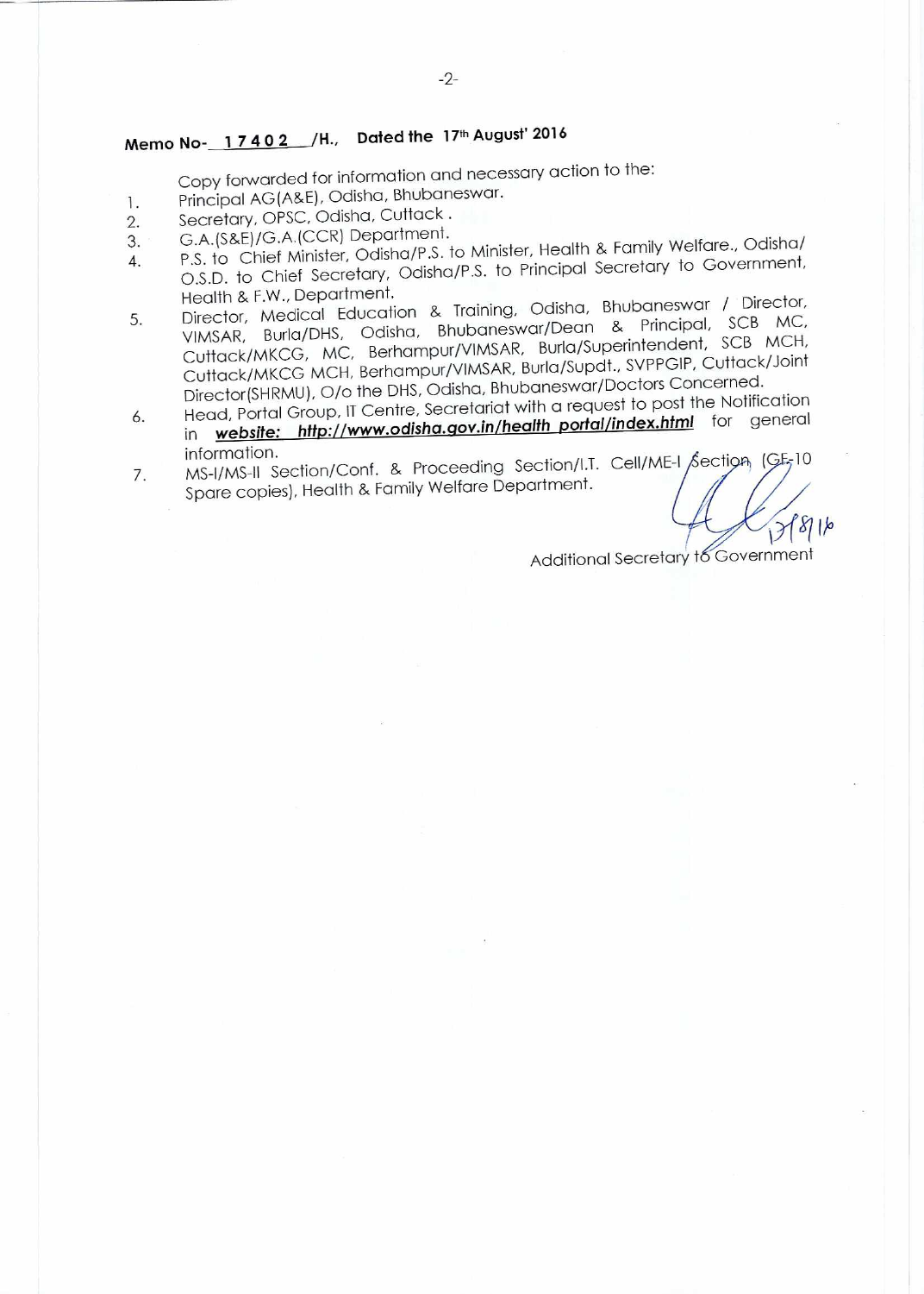**Memo No- 17402 /H., Dated the 17th August' 2016**

Copy forwarded for information and necessary action to the:

1. Principal AG(A&E), Odisha, Bhubaneswar.
2. Secretary, OPSC, Odisha, Cuttack .
3. G.A.(S&E)/G.A.(CCR) Department.
4. P.S. to Chief Minister, Odisha/P.S. to Minister, Health & Family Welfare., Odisha/ O.S.D. to Chief Secretary, Odisha/P.S. to Principal Secretary to Government, Health & F.W., Department.
5. Director, Medical Education & Training, Odisha, Bhubaneswar / Director, VIMSAR, Burla/DHS, Odisha, Bhubaneswar/Dean & Principal, SCB MC, Cuttack/MKCG, MC, Berhampur/VIMSAR, Burla/Superintendent, SCB MCH, Cuttack/MKCG MCH, Berhampur/VIMSAR, Burla/Supdt., SVPPGIP, Cuttack/Joint Director(SHRMU), O/o the DHS, Odisha, Bhubaneswar/Doctors Concerned.
6. Head, Portal Group, IT Centre, Secretariat with a request to post the Notification in ***website: http://www.odisha.gov.in/health portal/index.html*** for general information.
7. MS-I/MS-II Section/Conf. & Proceeding Section/I.T. Cell/ME-I Section (GF-10 Spare copies), Health & Family Welfare Department.

17/8/16

Additional Secretary to Government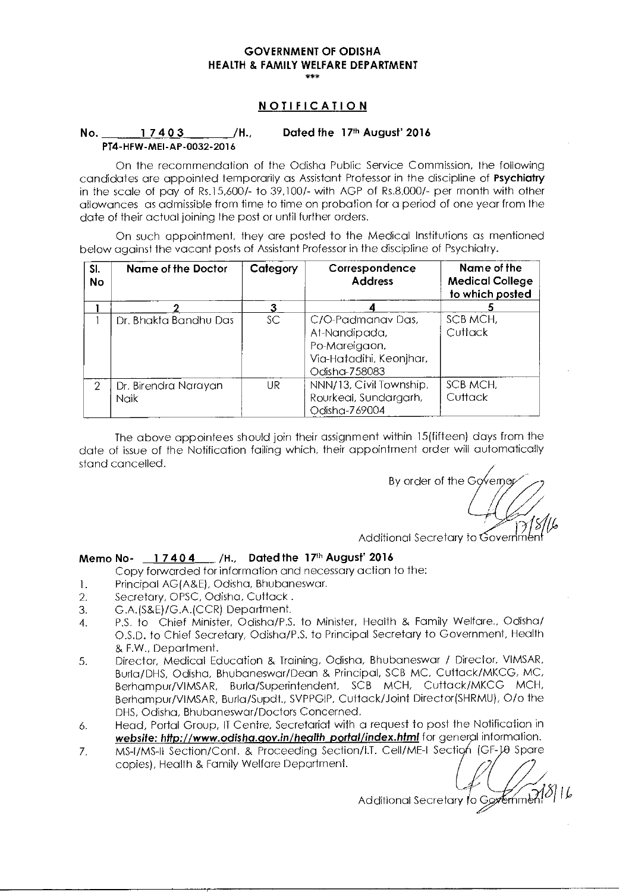**GOVERNMENT OF ODISHA**
**HEALTH & FAMILY WELFARE DEPARTMENT**

\*\*\*

## NOTIFICATION

**No. 17403 /H., Dated the 17th August' 2016**
**PT4-HFW-MEI-AP-0032-2016**

On the recommendation of the Odisha Public Service Commission, the following candidates are appointed temporarily as Assistant Professor in the discipline of **Psychiatry** in the scale of pay of Rs.15,600/- to 39,100/- with AGP of Rs.8,000/- per month with other allowances as admissible from time to time on probation for a period of one year from the date of their actual joining the post or until further orders.

On such appointment, they are posted to the Medical Institutions as mentioned below against the vacant posts of Assistant Professor in the discipline of Psychiatry.

| Sl. No | Name of the Doctor | Category | Correspondence Address | Name of the Medical College to which posted |
|---|---|---|---|---|
| 1 | 2 | 3 | 4 | 5 |
| 1 | Dr. Bhakta Bandhu Das | SC | C/O-Padmanav Das, At-Nandipada, Po-Mareigaon, Via-Hatadihi, Keonjhar, Odisha-758083 | SCB MCH, Cuttack |
| 2 | Dr. Birendra Narayan Naik | UR | NNN/13, Civil Township, Rourkeal, Sundargarh, Odisha-769004 | SCB MCH, Cuttack |

The above appointees should join their assignment within 15(fifteen) days from the date of issue of the Notification failing which, their appointment order will automatically stand cancelled.

By order of the Governor

17/8/16

Additional Secretary to Government

**Memo No- 17404 /H., Dated the 17th August' 2016**

Copy forwarded for information and necessary action to the:

1. Principal AG(A&E), Odisha, Bhubaneswar.
2. Secretary, OPSC, Odisha, Cuttack .
3. G.A.(S&E)/G.A.(CCR) Department.
4. P.S. to Chief Minister, Odisha/P.S. to Minister, Health & Family Welfare., Odisha/ O.S.D. to Chief Secretary, Odisha/P.S. to Principal Secretary to Government, Health & F.W., Department.
5. Director, Medical Education & Training, Odisha, Bhubaneswar / Director, VIMSAR, Burla/DHS, Odisha, Bhubaneswar/Dean & Principal, SCB MC, Cuttack/MKCG, MC, Berhampur/VIMSAR, Burla/Superintendent, SCB MCH, Cuttack/MKCG MCH, Berhampur/VIMSAR, Burla/Supdt., SVPPGIP, Cuttack/Joint Director(SHRMU), O/o the DHS, Odisha, Bhubaneswar/Doctors Concerned.
6. Head, Portal Group, IT Centre, Secretariat with a request to post the Notification in ***website: http://www.odisha.gov.in/health portal/index.html*** for general information.
7. MS-I/MS-II Section/Conf. & Proceeding Section/I.T. Cell/ME-I Section (GF-10 Spare copies), Health & Family Welfare Department.

17/8/16

Additional Secretary to Government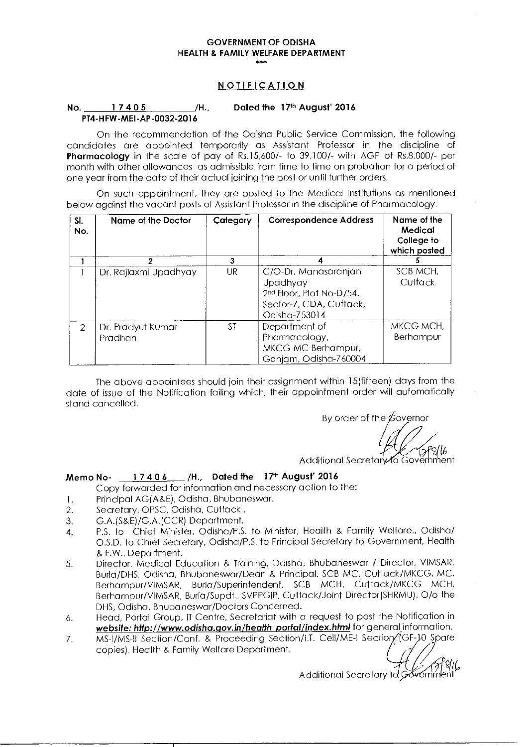**GOVERNMENT OF ODISHA**
**HEALTH & FAMILY WELFARE DEPARTMENT**

\*\*\*

## NOTIFICATION

**No. 17405 /H., Dated the 17th August' 2016**
**PT4-HFW-MEI-AP-0032-2016**

On the recommendation of the Odisha Public Service Commission, the following candidates are appointed temporarily as Assistant Professor in the discipline of **Pharmacology** in the scale of pay of Rs.15,600/- to 39,100/- with AGP of Rs.8,000/- per month with other allowances as admissible from time to time on probation for a period of one year from the date of their actual joining the post or until further orders.

On such appointment, they are posted to the Medical Institutions as mentioned below against the vacant posts of Assistant Professor in the discipline of Pharmacology.

| Sl. No. | Name of the Doctor | Category | Correspondence Address | Name of the Medical College to which posted |
|---|---|---|---|---|
| 1 | 2 | 3 | 4 | 5 |
| 1 | Dr. Rajlaxmi Upadhyay | UR | C/O-Dr. Manasaranjan Upadhyay 2nd Floor, Plot No-D/54, Sector-7, CDA, Cuttack, Odisha-753014 | SCB MCH, Cuttack |
| 2 | Dr. Pradyut Kumar Pradhan | ST | Department of Pharmacology, MKCG MC Berhampur, Ganjam, Odisha-760004 | MKCG MCH, Berhampur |

The above appointees should join their assignment within 15(fifteen) days from the date of issue of the Notification failing which, their appointment order will automatically stand cancelled.

By order of the Governor

Additional Secretary to Government

**Memo No- 17406 /H., Dated the 17th August' 2016**

Copy forwarded for information and necessary action to the:

1. Principal AG(A&E), Odisha, Bhubaneswar.
2. Secretary, OPSC, Odisha, Cuttack.
3. G.A.(S&E)/G.A.(CCR) Department.
4. P.S. to Chief Minister, Odisha/P.S. to Minister, Health & Family Welfare., Odisha/ O.S.D. to Chief Secretary, Odisha/P.S. to Principal Secretary to Government, Health & F.W., Department.
5. Director, Medical Education & Training, Odisha, Bhubaneswar / Director, VIMSAR, Burla/DHS, Odisha, Bhubaneswar/Dean & Principal, SCB MC, Cuttack/MKCG, MC, Berhampur/VIMSAR, Burla/Superintendent, SCB MCH, Cuttack/MKCG MCH, Berhampur/VIMSAR, Burla/Supdt., SVPPGIP, Cuttack/Joint Director(SHRMU), O/o the DHS, Odisha, Bhubaneswar/Doctors Concerned.
6. Head, Portal Group, IT Centre, Secretariat with a request to post the Notification in ***website: http://www.odisha.gov.in/health_portal/index.html*** for general information.
7. MS-I/MS-II Section/Conf. & Proceeding Section/I.T. Cell/ME-I Section/(GF-10 Spare copies), Health & Family Welfare Department.

Additional Secretary to Government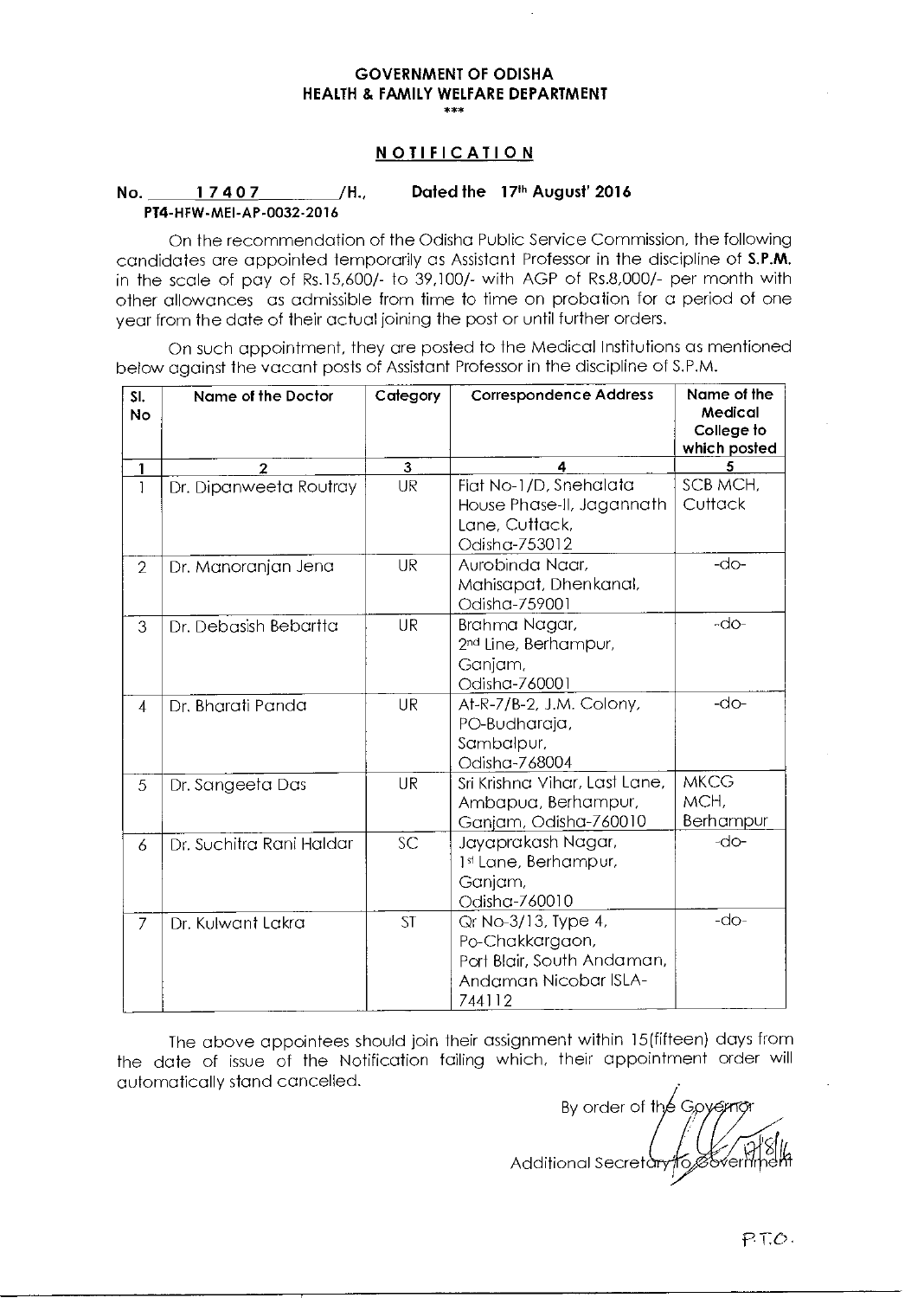**GOVERNMENT OF ODISHA**
**HEALTH & FAMILY WELFARE DEPARTMENT**

\*\*\*

## NOTIFICATION

**No. 17407 /H., Dated the 17th August' 2016**
**PT4-HFW-MEI-AP-0032-2016**

On the recommendation of the Odisha Public Service Commission, the following candidates are appointed temporarily as Assistant Professor in the discipline of **S.P.M.** in the scale of pay of Rs.15,600/- to 39,100/- with AGP of Rs.8,000/- per month with other allowances as admissible from time to time on probation for a period of one year from the date of their actual joining the post or until further orders.

On such appointment, they are posted to the Medical Institutions as mentioned below against the vacant posts of Assistant Professor in the discipline of S.P.M.

| Sl. No | Name of the Doctor | Category | Correspondence Address | Name of the Medical College to which posted |
|---|---|---|---|---|
| 1 | 2 | 3 | 4 | 5 |
| 1 | Dr. Dipanweeta Routray | UR | Flat No-1/D, Snehalata House Phase-II, Jagannath Lane, Cuttack, Odisha-753012 | SCB MCH, Cuttack |
| 2 | Dr. Manoranjan Jena | UR | Aurobinda Naar, Mahisapat, Dhenkanal, Odisha-759001 | -do- |
| 3 | Dr. Debasish Bebartta | UR | Brahma Nagar, 2nd Line, Berhampur, Ganjam, Odisha-760001 | -do- |
| 4 | Dr. Bharati Panda | UR | At-R-7/B-2, J.M. Colony, PO-Budharaja, Sambalpur, Odisha-768004 | -do- |
| 5 | Dr. Sangeeta Das | UR | Sri Krishna Vihar, Last Lane, Ambapua, Berhampur, Ganjam, Odisha-760010 | MKCG MCH, Berhampur |
| 6 | Dr. Suchitra Rani Haldar | SC | Jayaprakash Nagar, 1st Lane, Berhampur, Ganjam, Odisha-760010 | -do- |
| 7 | Dr. Kulwant Lakra | ST | Qr No-3/13, Type 4, Po-Chakkargaon, Port Blair, South Andaman, Andaman Nicobar ISLA-744112 | -do- |

The above appointees should join their assignment within 15(fifteen) days from the date of issue of the Notification failing which, their appointment order will automatically stand cancelled.

By order of the Governor

17/8/16

Additional Secretary to Government

P.T.O.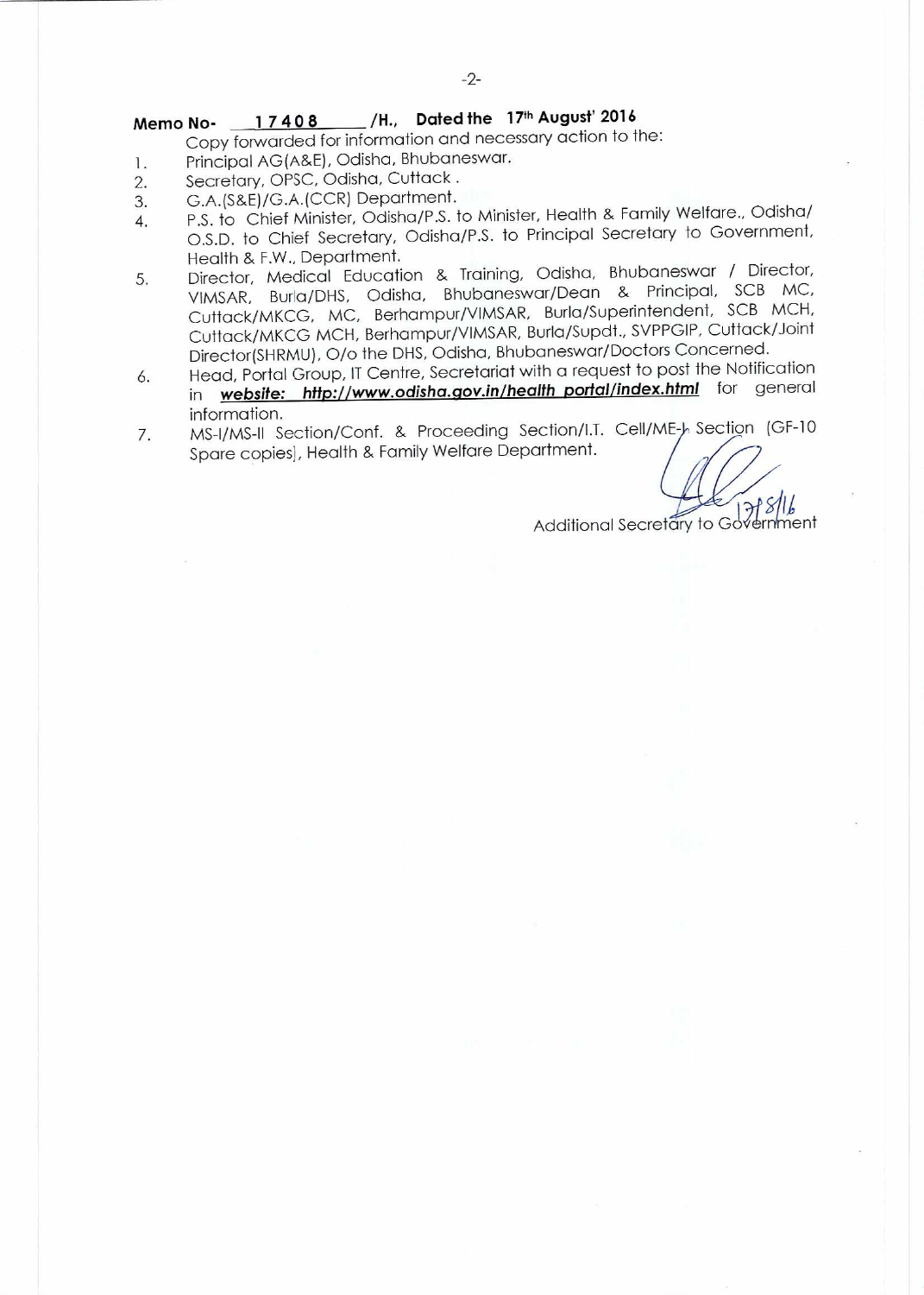**Memo No- 17408 /H., Dated the 17th August' 2016**

Copy forwarded for information and necessary action to the:

1. Principal AG(A&E), Odisha, Bhubaneswar.
2. Secretary, OPSC, Odisha, Cuttack .
3. G.A.(S&E)/G.A.(CCR) Department.
4. P.S. to Chief Minister, Odisha/P.S. to Minister, Health & Family Welfare., Odisha/ O.S.D. to Chief Secretary, Odisha/P.S. to Principal Secretary to Government, Health & F.W., Department.
5. Director, Medical Education & Training, Odisha, Bhubaneswar / Director, VIMSAR, Burla/DHS, Odisha, Bhubaneswar/Dean & Principal, SCB MC, Cuttack/MKCG, MC, Berhampur/VIMSAR, Burla/Superintendent, SCB MCH, Cuttack/MKCG MCH, Berhampur/VIMSAR, Burla/Supdt., SVPPGIP, Cuttack/Joint Director(SHRMU), O/o the DHS, Odisha, Bhubaneswar/Doctors Concerned.
6. Head, Portal Group, IT Centre, Secretariat with a request to post the Notification in ***website: http://www.odisha.gov.in/health portal/index.html*** for general information.
7. MS-I/MS-II Section/Conf. & Proceeding Section/I.T. Cell/ME-I Section (GF-10 Spare copies), Health & Family Welfare Department.

17/8/16

Additional Secretary to Government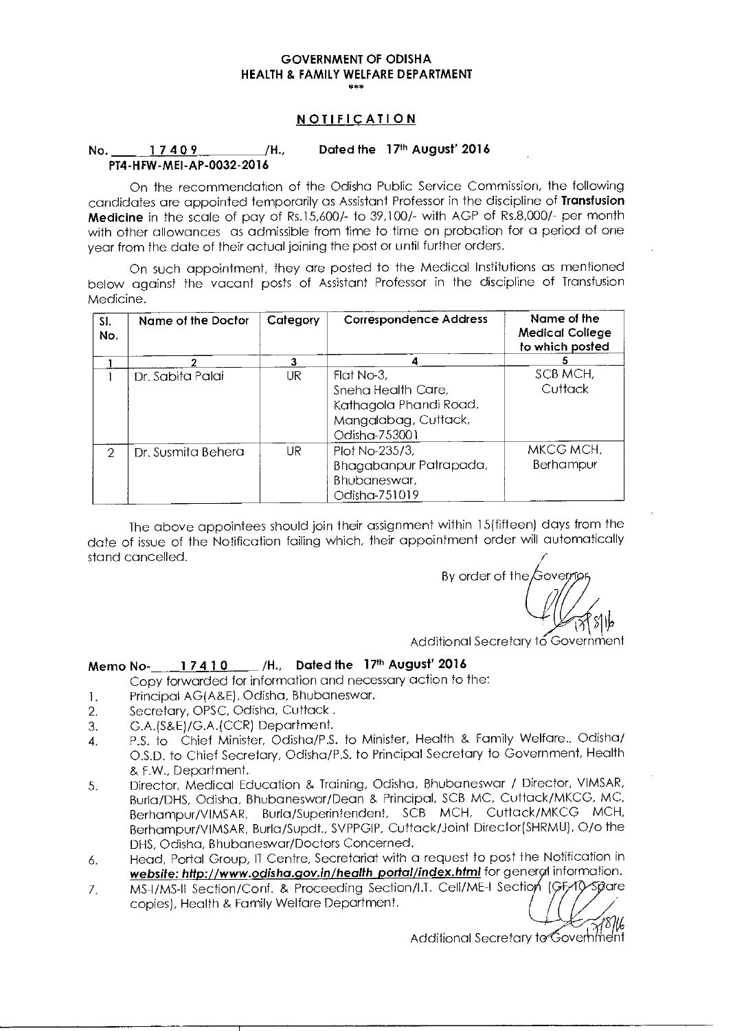**GOVERNMENT OF ODISHA**
**HEALTH & FAMILY WELFARE DEPARTMENT**
***

## NOTIFICATION

**No. 17409 /H., Dated the 17th August' 2016**
**PT4-HFW-MEI-AP-0032-2016**

On the recommendation of the Odisha Public Service Commission, the following candidates are appointed temporarily as Assistant Professor in the discipline of **Transfusion Medicine** in the scale of pay of Rs.15,600/- to 39,100/- with AGP of Rs.8,000/- per month with other allowances as admissible from time to time on probation for a period of one year from the date of their actual joining the post or until further orders.

On such appointment, they are posted to the Medical Institutions as mentioned below against the vacant posts of Assistant Professor in the discipline of Transfusion Medicine.

| Sl. No. | Name of the Doctor | Category | Correspondence Address | Name of the Medical College to which posted |
|---|---|---|---|---|
| 1 | 2 | 3 | 4 | 5 |
| 1 | Dr. Sabita Palai | UR | Flat No-3, Sneha Health Care, Kathagola Phandi Road, Mangalabag, Cuttack, Odisha-753001 | SCB MCH, Cuttack |
| 2 | Dr. Susmita Behera | UR | Plot No-235/3, Bhagabanpur Patrapada, Bhubaneswar, Odisha-751019 | MKCG MCH, Berhampur |

The above appointees should join their assignment within 15(fifteen) days from the date of issue of the Notification failing which, their appointment order will automatically stand cancelled.

By order of the Governor

17/8/16

Additional Secretary to Government

**Memo No- 17410 /H., Dated the 17th August' 2016**

Copy forwarded for information and necessary action to the:

1. Principal AG(A&E), Odisha, Bhubaneswar.
2. Secretary, OPSC, Odisha, Cuttack .
3. G.A.(S&E)/G.A.(CCR) Department.
4. P.S. to Chief Minister, Odisha/P.S. to Minister, Health & Family Welfare., Odisha/ O.S.D. to Chief Secretary, Odisha/P.S. to Principal Secretary to Government, Health & F.W., Department.
5. Director, Medical Education & Training, Odisha, Bhubaneswar / Director, VIMSAR, Burla/DHS, Odisha, Bhubaneswar/Dean & Principal, SCB MC, Cuttack/MKCG, MC, Berhampur/VIMSAR, Burla/Superintendent, SCB MCH, Cuttack/MKCG MCH, Berhampur/VIMSAR, Burla/Supdt., SVPPGIP, Cuttack/Joint Director(SHRMU), O/o the DHS, Odisha, Bhubaneswar/Doctors Concerned.
6. Head, Portal Group, IT Centre, Secretariat with a request to post the Notification in ***website: http://www.odisha.gov.in/health_portal/index.html*** for general information.
7. MS-I/MS-II Section/Conf. & Proceeding Section/I.T. Cell/ME-I Section (GF-10 Spare copies), Health & Family Welfare Department.

17/8/16

Additional Secretary to Government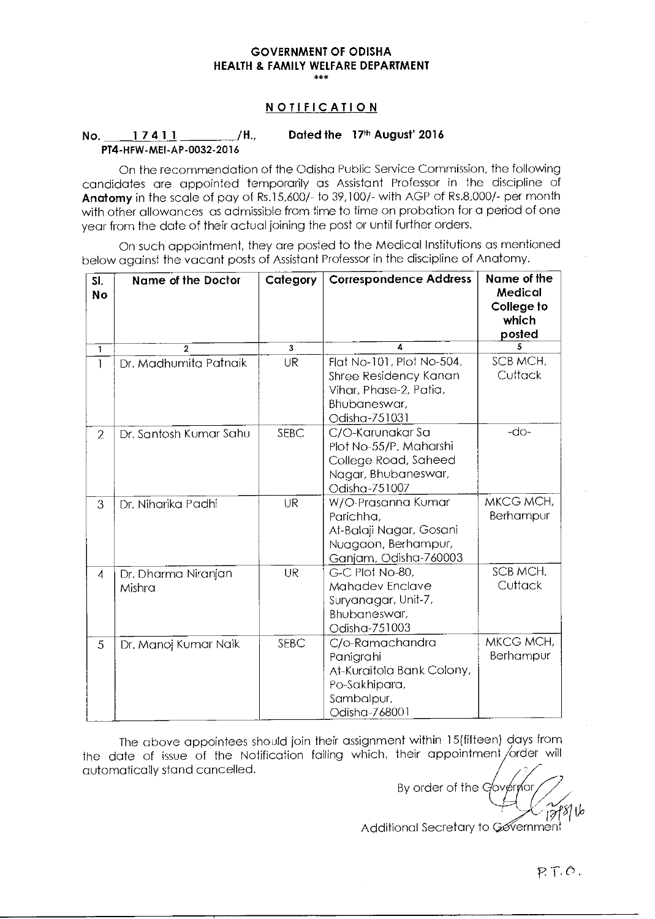**GOVERNMENT OF ODISHA**
**HEALTH & FAMILY WELFARE DEPARTMENT**

\*\*\*

## NOTIFICATION

**No. 17411 /H.,** **Dated the 17th August' 2016**
**PT4-HFW-MEI-AP-0032-2016**

On the recommendation of the Odisha Public Service Commission, the following candidates are appointed temporarily as Assistant Professor in the discipline of **Anatomy** in the scale of pay of Rs.15,600/- to 39,100/- with AGP of Rs.8,000/- per month with other allowances as admissible from time to time on probation for a period of one year from the date of their actual joining the post or until further orders.

On such appointment, they are posted to the Medical Institutions as mentioned below against the vacant posts of Assistant Professor in the discipline of Anatomy.

| Sl. No | Name of the Doctor | Category | Correspondence Address | Name of the Medical College to which posted |
|---|---|---|---|---|
| 1 | 2 | 3 | 4 | 5 |
| 1 | Dr. Madhumita Patnaik | UR | Flat No-101, Plot No-504, Shree Residency Kanan Vihar, Phase-2, Patia, Bhubaneswar, Odisha-751031 | SCB MCH, Cuttack |
| 2 | Dr. Santosh Kumar Sahu | SEBC | C/O-Karunakar Sa Plot No-55/P, Maharshi College Road, Saheed Nagar, Bhubaneswar, Odisha-751007 | -do- |
| 3 | Dr. Niharika Padhi | UR | W/O-Prasanna Kumar Parichha, At-Balaji Nagar, Gosani Nuagaon, Berhampur, Ganjam, Odisha-760003 | MKCG MCH, Berhampur |
| 4 | Dr. Dharma Niranjan Mishra | UR | G-C Plot No-80, Mahadev Enclave Suryanagar, Unit-7, Bhubaneswar, Odisha-751003 | SCB MCH, Cuttack |
| 5 | Dr. Manoj Kumar Naik | SEBC | C/o-Ramachandra Panigrahi At-Kuraitola Bank Colony, Po-Sakhipara, Sambalpur, Odisha-768001 | MKCG MCH, Berhampur |

The above appointees should join their assignment within 15(fifteen) days from the date of issue of the Notification failing which, their appointment order will automatically stand cancelled.

By order of the Governor

17/8/16

Additional Secretary to Government

P.T.O.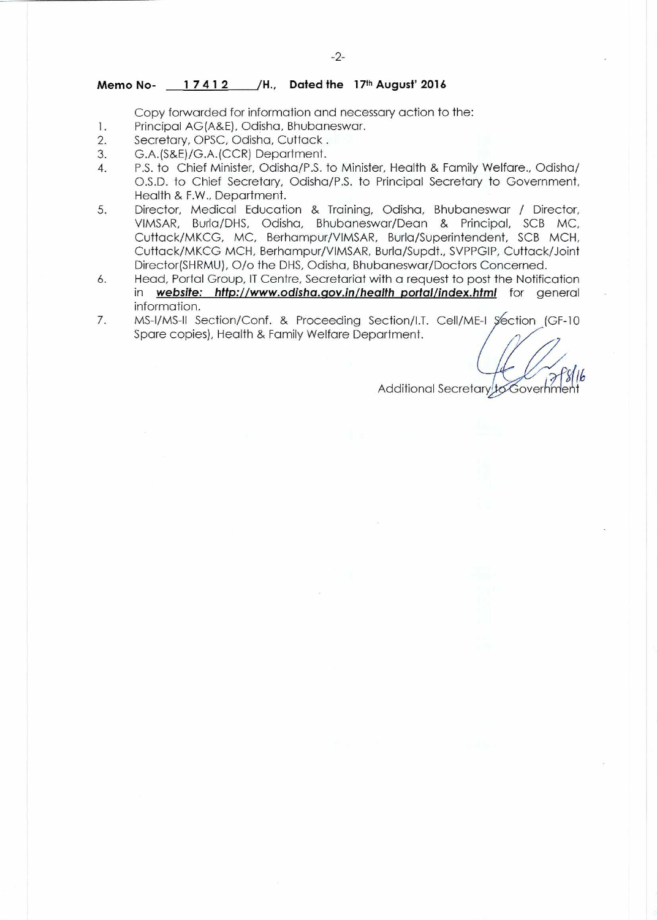**Memo No- 17412 /H., Dated the 17th August' 2016**

Copy forwarded for information and necessary action to the:

1. Principal AG(A&E), Odisha, Bhubaneswar.
2. Secretary, OPSC, Odisha, Cuttack .
3. G.A.(S&E)/G.A.(CCR) Department.
4. P.S. to Chief Minister, Odisha/P.S. to Minister, Health & Family Welfare., Odisha/ O.S.D. to Chief Secretary, Odisha/P.S. to Principal Secretary to Government, Health & F.W., Department.
5. Director, Medical Education & Training, Odisha, Bhubaneswar / Director, VIMSAR, Burla/DHS, Odisha, Bhubaneswar/Dean & Principal, SCB MC, Cuttack/MKCG, MC, Berhampur/VIMSAR, Burla/Superintendent, SCB MCH, Cuttack/MKCG MCH, Berhampur/VIMSAR, Burla/Supdt., SVPPGIP, Cuttack/Joint Director(SHRMU), O/o the DHS, Odisha, Bhubaneswar/Doctors Concerned.
6. Head, Portal Group, IT Centre, Secretariat with a request to post the Notification in ***website: http://www.odisha.gov.in/health portal/index.html*** for general information.
7. MS-I/MS-II Section/Conf. & Proceeding Section/I.T. Cell/ME-I Section (GF-10 Spare copies), Health & Family Welfare Department.

17/8/16

Additional Secretary to Government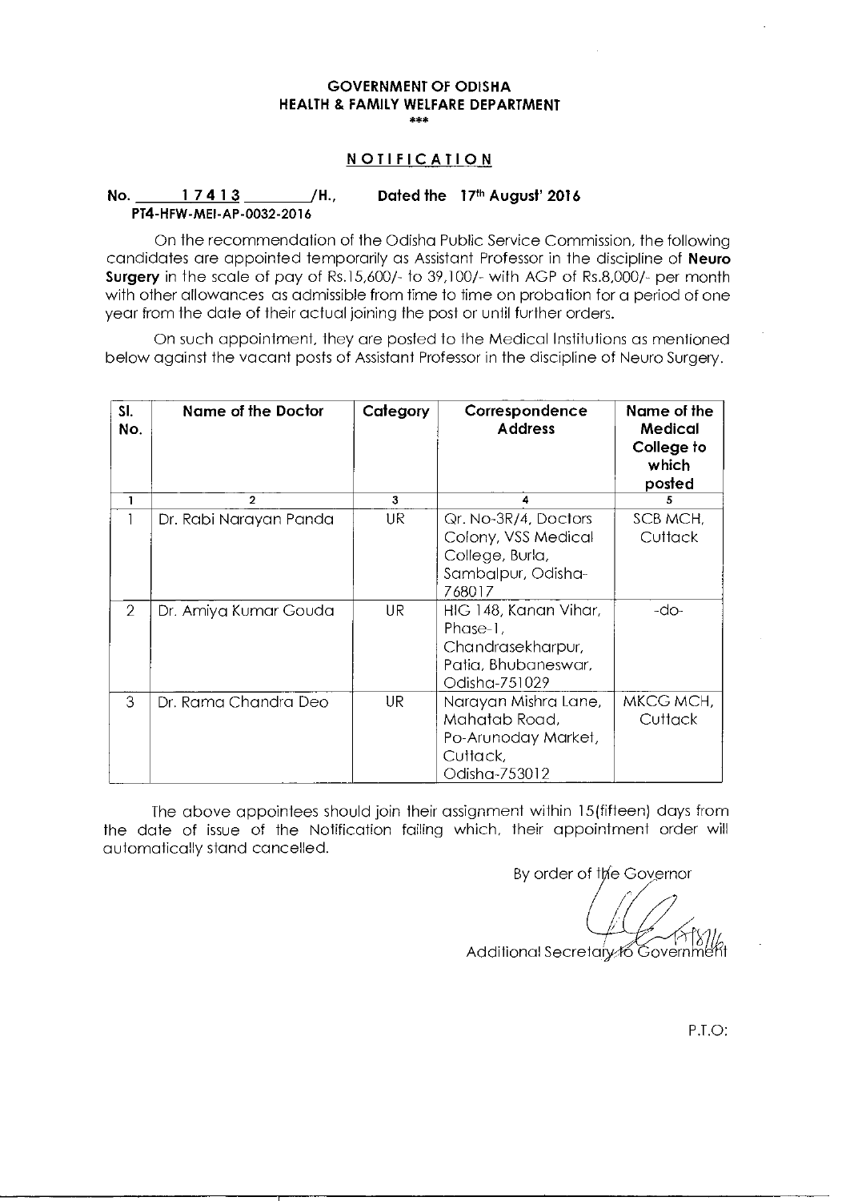**GOVERNMENT OF ODISHA**
**HEALTH & FAMILY WELFARE DEPARTMENT**
\*\*\*

## NOTIFICATION

**No. 17413 /H., Dated the 17th August' 2016**
**PT4-HFW-MEI-AP-0032-2016**

On the recommendation of the Odisha Public Service Commission, the following candidates are appointed temporarily as Assistant Professor in the discipline of **Neuro Surgery** in the scale of pay of Rs.15,600/- to 39,100/- with AGP of Rs.8,000/- per month with other allowances as admissible from time to time on probation for a period of one year from the date of their actual joining the post or until further orders.

On such appointment, they are posted to the Medical Institutions as mentioned below against the vacant posts of Assistant Professor in the discipline of Neuro Surgery.

| Sl. No. | Name of the Doctor | Category | Correspondence Address | Name of the Medical College to which posted |
|---|---|---|---|---|
| 1 | 2 | 3 | 4 | 5 |
| 1 | Dr. Rabi Narayan Panda | UR | Qr. No-3R/4, Doctors Colony, VSS Medical College, Burla, Sambalpur, Odisha-768017 | SCB MCH, Cuttack |
| 2 | Dr. Amiya Kumar Gouda | UR | HIG 148, Kanan Vihar, Phase-1, Chandrasekharpur, Patia, Bhubaneswar, Odisha-751029 | -do- |
| 3 | Dr. Rama Chandra Deo | UR | Narayan Mishra Lane, Mahatab Road, Po-Arunoday Market, Cuttack, Odisha-753012 | MKCG MCH, Cuttack |

The above appointees should join their assignment within 15(fifteen) days from the date of issue of the Notification failing which, their appointment order will automatically stand cancelled.

By order of the Governor

17/8/16

Additional Secretary to Government

P.T.O: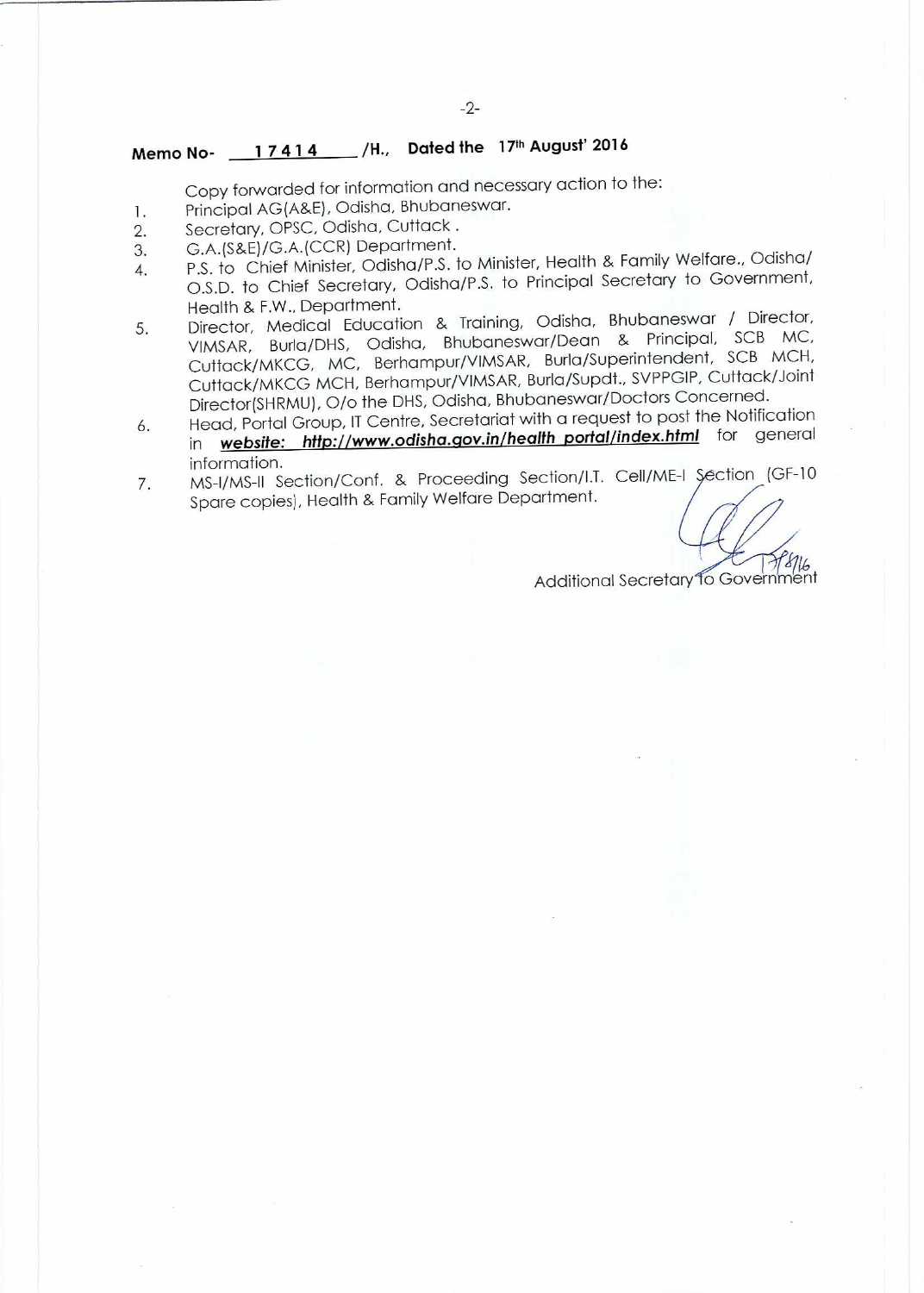**Memo No- 17414 /H., Dated the 17th August' 2016**

Copy forwarded for information and necessary action to the:

1. Principal AG(A&E), Odisha, Bhubaneswar.
2. Secretary, OPSC, Odisha, Cuttack .
3. G.A.(S&E)/G.A.(CCR) Department.
4. P.S. to Chief Minister, Odisha/P.S. to Minister, Health & Family Welfare., Odisha/ O.S.D. to Chief Secretary, Odisha/P.S. to Principal Secretary to Government, Health & F.W., Department.
5. Director, Medical Education & Training, Odisha, Bhubaneswar / Director, VIMSAR, Burla/DHS, Odisha, Bhubaneswar/Dean & Principal, SCB MC, Cuttack/MKCG, MC, Berhampur/VIMSAR, Burla/Superintendent, SCB MCH, Cuttack/MKCG MCH, Berhampur/VIMSAR, Burla/Supdt., SVPPGIP, Cuttack/Joint Director(SHRMU), O/o the DHS, Odisha, Bhubaneswar/Doctors Concerned.
6. Head, Portal Group, IT Centre, Secretariat with a request to post the Notification in ***website: http://www.odisha.gov.in/health portal/index.html*** for general information.
7. MS-I/MS-II Section/Conf. & Proceeding Section/I.T. Cell/ME-I Section (GF-10 Spare copies), Health & Family Welfare Department.

17/8/16

Additional Secretary to Government